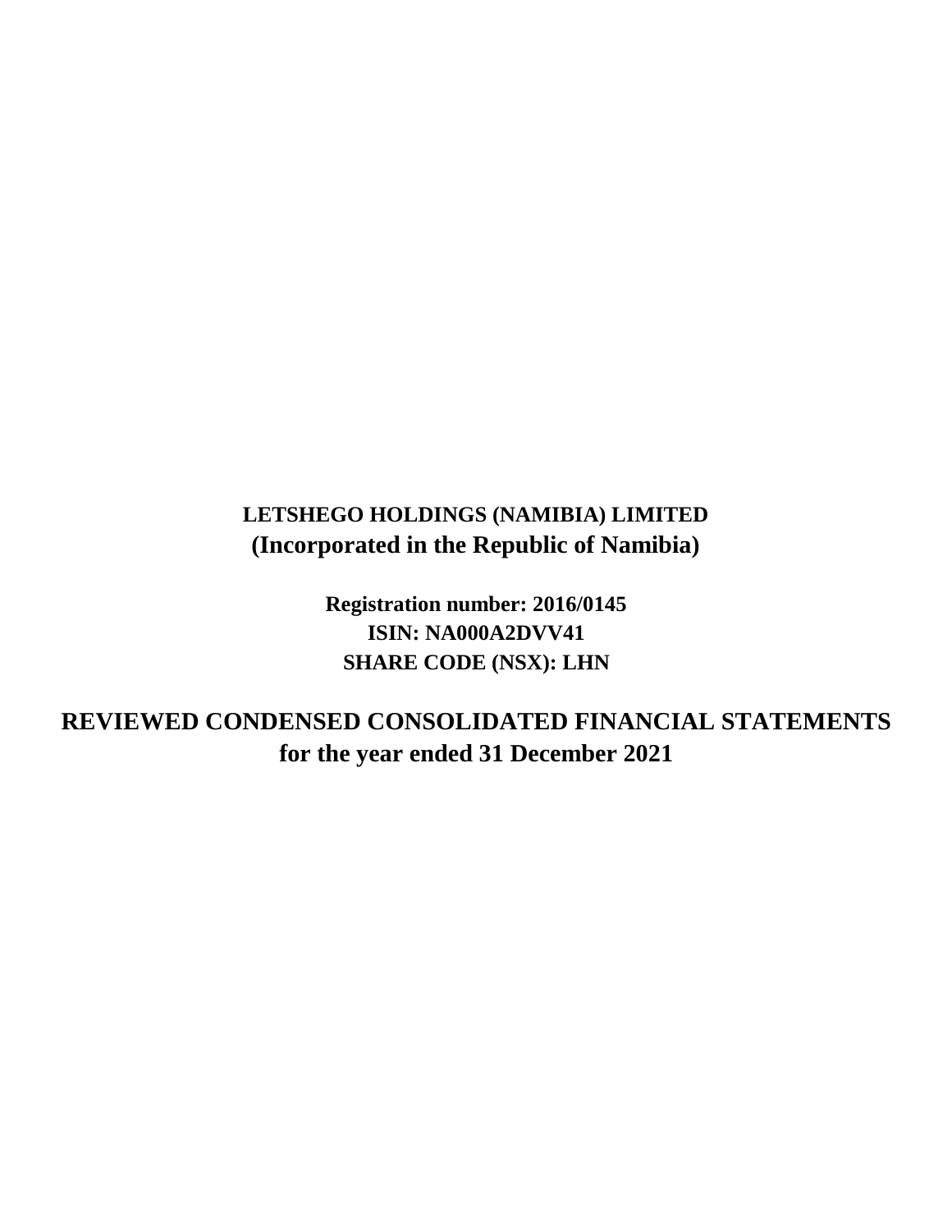**LETSHEGO HOLDINGS (NAMIBIA) LIMITED**
**(Incorporated in the Republic of Namibia)**

**Registration number: 2016/0145**
**ISIN: NA000A2DVV41**
**SHARE CODE (NSX): LHN**

# REVIEWED CONDENSED CONSOLIDATED FINANCIAL STATEMENTS for the year ended 31 December 2021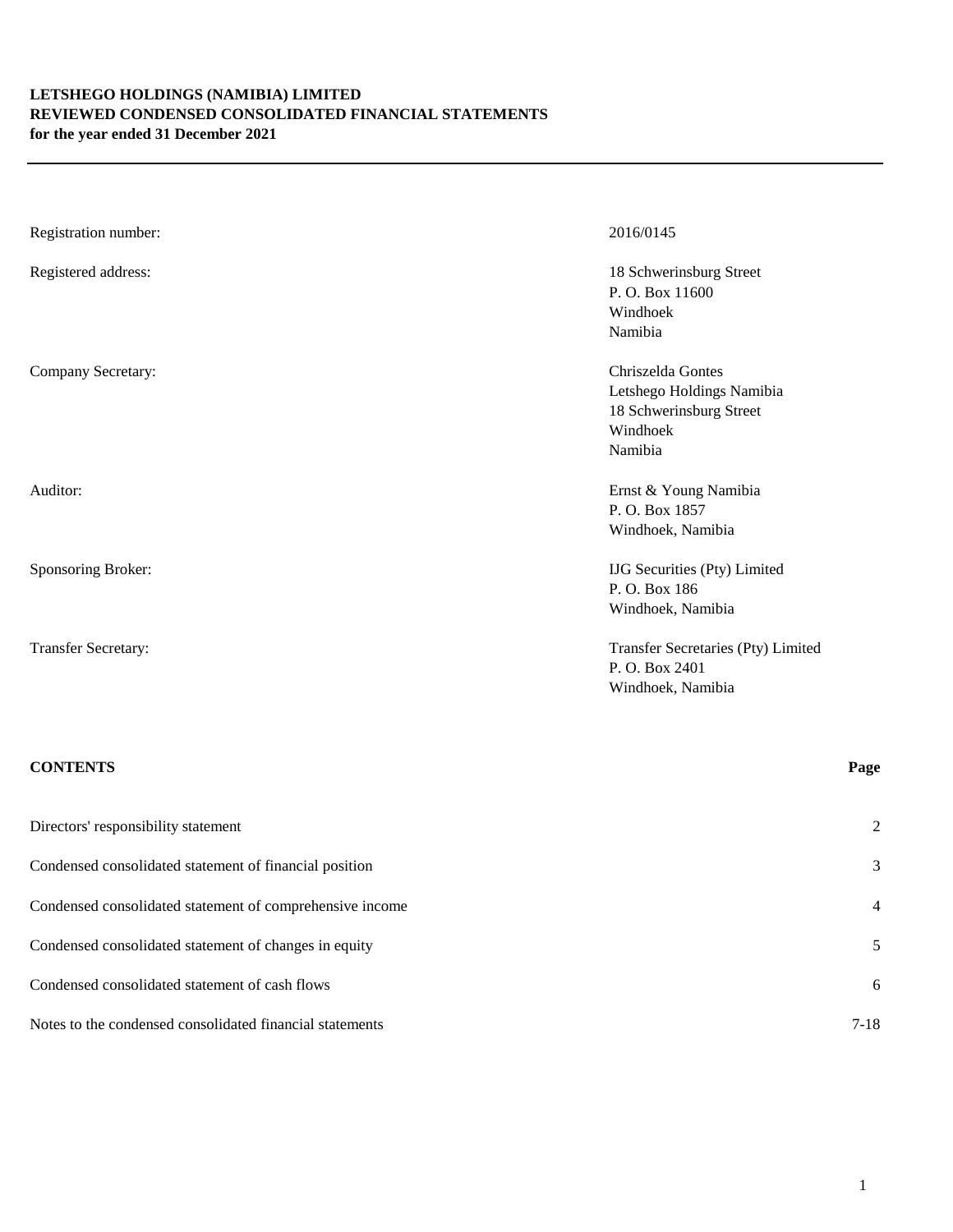**LETSHEGO HOLDINGS (NAMIBIA) LIMITED**
**REVIEWED CONDENSED CONSOLIDATED FINANCIAL STATEMENTS**
**for the year ended 31 December 2021**

| | |
|---|---|
| Registration number: | 2016/0145 |
| Registered address: | 18 Schwerinsburg Street<br>P. O. Box 11600<br>Windhoek<br>Namibia |
| Company Secretary: | Chriszelda Gontes<br>Letshego Holdings Namibia<br>18 Schwerinsburg Street<br>Windhoek<br>Namibia |
| Auditor: | Ernst & Young Namibia<br>P. O. Box 1857<br>Windhoek, Namibia |
| Sponsoring Broker: | IJG Securities (Pty) Limited<br>P. O. Box 186<br>Windhoek, Namibia |
| Transfer Secretary: | Transfer Secretaries (Pty) Limited<br>P. O. Box 2401<br>Windhoek, Namibia |

| **CONTENTS** | **Page** |
|---|---|
| Directors' responsibility statement | 2 |
| Condensed consolidated statement of financial position | 3 |
| Condensed consolidated statement of comprehensive income | 4 |
| Condensed consolidated statement of changes in equity | 5 |
| Condensed consolidated statement of cash flows | 6 |
| Notes to the condensed consolidated financial statements | 7-18 |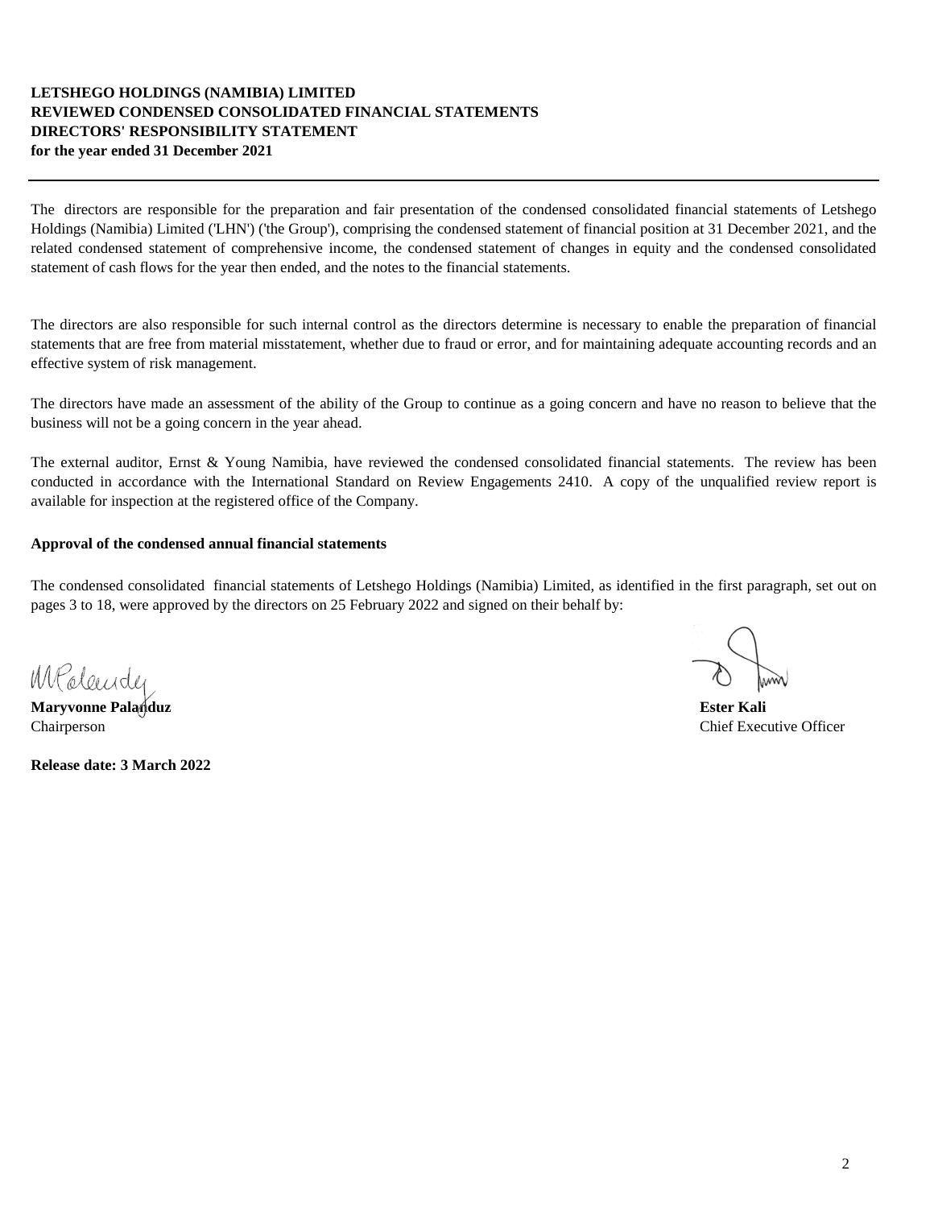**LETSHEGO HOLDINGS (NAMIBIA) LIMITED**
**REVIEWED CONDENSED CONSOLIDATED FINANCIAL STATEMENTS**
**DIRECTORS' RESPONSIBILITY STATEMENT**
**for the year ended 31 December 2021**

---

The directors are responsible for the preparation and fair presentation of the condensed consolidated financial statements of Letshego Holdings (Namibia) Limited ('LHN') ('the Group'), comprising the condensed statement of financial position at 31 December 2021, and the related condensed statement of comprehensive income, the condensed statement of changes in equity and the condensed consolidated statement of cash flows for the year then ended, and the notes to the financial statements.

The directors are also responsible for such internal control as the directors determine is necessary to enable the preparation of financial statements that are free from material misstatement, whether due to fraud or error, and for maintaining adequate accounting records and an effective system of risk management.

The directors have made an assessment of the ability of the Group to continue as a going concern and have no reason to believe that the business will not be a going concern in the year ahead.

The external auditor, Ernst & Young Namibia, have reviewed the condensed consolidated financial statements. The review has been conducted in accordance with the International Standard on Review Engagements 2410. A copy of the unqualified review report is available for inspection at the registered office of the Company.

**Approval of the condensed annual financial statements**

The condensed consolidated financial statements of Letshego Holdings (Namibia) Limited, as identified in the first paragraph, set out on pages 3 to 18, were approved by the directors on 25 February 2022 and signed on their behalf by:

**Maryvonne Palanduz**
Chairperson

**Ester Kali**
Chief Executive Officer

**Release date: 3 March 2022**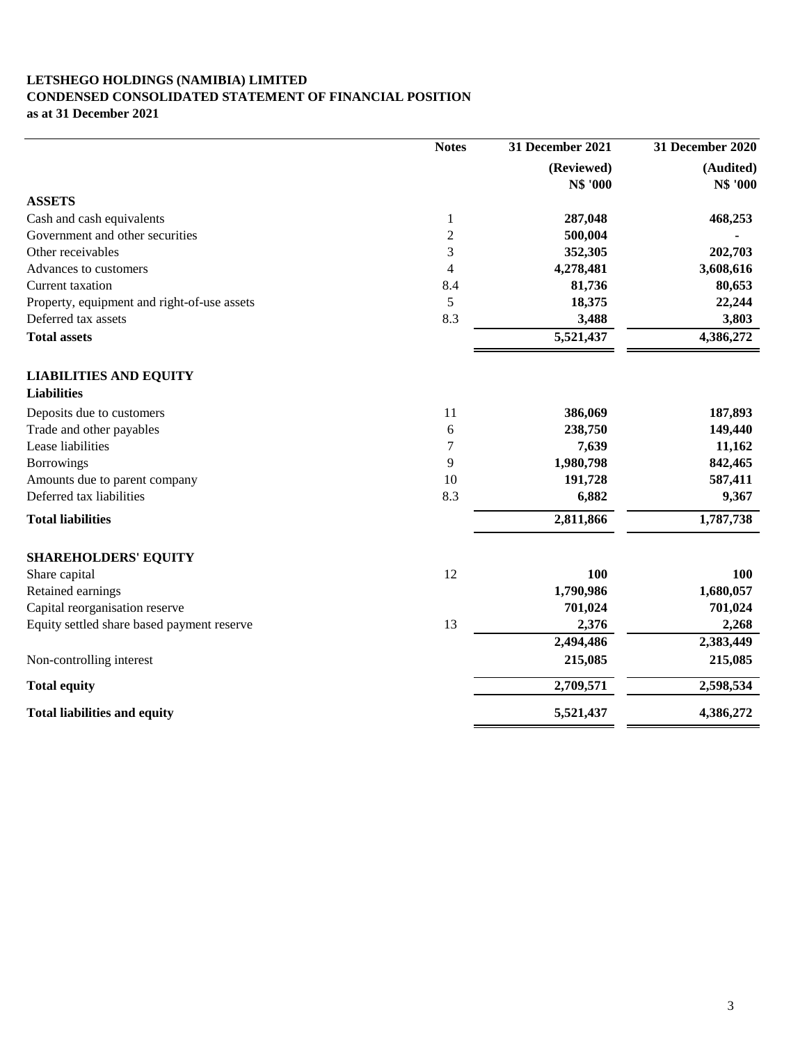**LETSHEGO HOLDINGS (NAMIBIA) LIMITED**
**CONDENSED CONSOLIDATED STATEMENT OF FINANCIAL POSITION**
**as at 31 December 2021**

| | Notes | 31 December 2021 | 31 December 2020 |
|---|---|---|---|
| | | (Reviewed) | (Audited) |
| | | N$ '000 | N$ '000 |
| **ASSETS** | | | |
| Cash and cash equivalents | 1 | **287,048** | **468,253** |
| Government and other securities | 2 | **500,004** | **-** |
| Other receivables | 3 | **352,305** | **202,703** |
| Advances to customers | 4 | **4,278,481** | **3,608,616** |
| Current taxation | 8.4 | **81,736** | **80,653** |
| Property, equipment and right-of-use assets | 5 | **18,375** | **22,244** |
| Deferred tax assets | 8.3 | **3,488** | **3,803** |
| **Total assets** | | **5,521,437** | **4,386,272** |
| | | | |
| **LIABILITIES AND EQUITY** | | | |
| **Liabilities** | | | |
| Deposits due to customers | 11 | **386,069** | **187,893** |
| Trade and other payables | 6 | **238,750** | **149,440** |
| Lease liabilities | 7 | **7,639** | **11,162** |
| Borrowings | 9 | **1,980,798** | **842,465** |
| Amounts due to parent company | 10 | **191,728** | **587,411** |
| Deferred tax liabilities | 8.3 | **6,882** | **9,367** |
| **Total liabilities** | | **2,811,866** | **1,787,738** |
| | | | |
| **SHAREHOLDERS' EQUITY** | | | |
| Share capital | 12 | **100** | **100** |
| Retained earnings | | **1,790,986** | **1,680,057** |
| Capital reorganisation reserve | | **701,024** | **701,024** |
| Equity settled share based payment reserve | 13 | **2,376** | **2,268** |
| | | **2,494,486** | **2,383,449** |
| Non-controlling interest | | **215,085** | **215,085** |
| **Total equity** | | **2,709,571** | **2,598,534** |
| **Total liabilities and equity** | | **5,521,437** | **4,386,272** |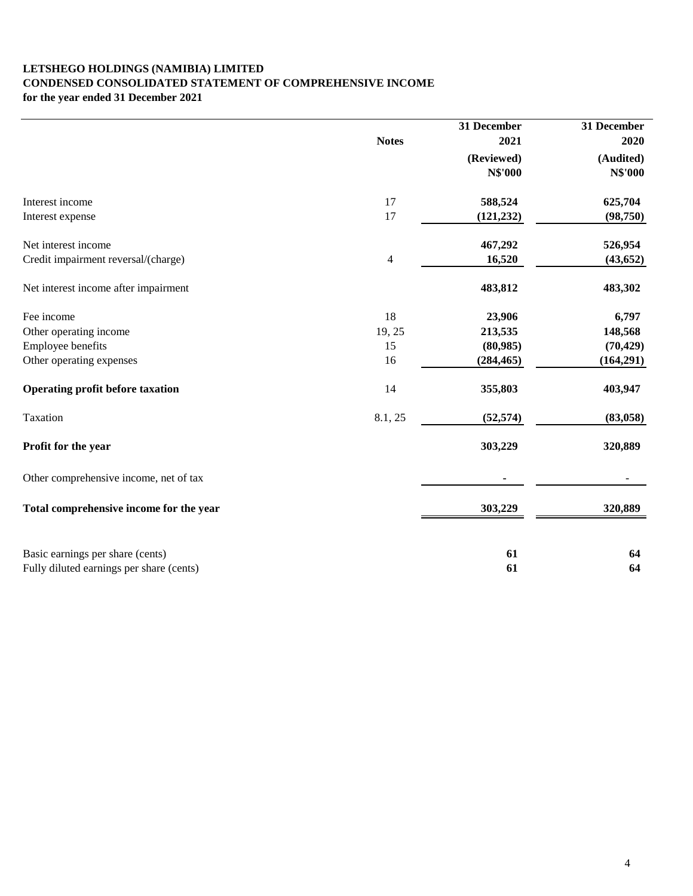**LETSHEGO HOLDINGS (NAMIBIA) LIMITED**
**CONDENSED CONSOLIDATED STATEMENT OF COMPREHENSIVE INCOME**
**for the year ended 31 December 2021**

| | Notes | 31 December 2021 (Reviewed) N$'000 | 31 December 2020 (Audited) N$'000 |
|---|---|---|---|
| Interest income | 17 | 588,524 | 625,704 |
| Interest expense | 17 | (121,232) | (98,750) |
| Net interest income | | 467,292 | 526,954 |
| Credit impairment reversal/(charge) | 4 | 16,520 | (43,652) |
| Net interest income after impairment | | 483,812 | 483,302 |
| Fee income | 18 | 23,906 | 6,797 |
| Other operating income | 19, 25 | 213,535 | 148,568 |
| Employee benefits | 15 | (80,985) | (70,429) |
| Other operating expenses | 16 | (284,465) | (164,291) |
| **Operating profit before taxation** | 14 | 355,803 | 403,947 |
| Taxation | 8.1, 25 | (52,574) | (83,058) |
| **Profit for the year** | | 303,229 | 320,889 |
| Other comprehensive income, net of tax | | - | - |
| **Total comprehensive income for the year** | | 303,229 | 320,889 |
| Basic earnings per share (cents) | | 61 | 64 |
| Fully diluted earnings per share (cents) | | 61 | 64 |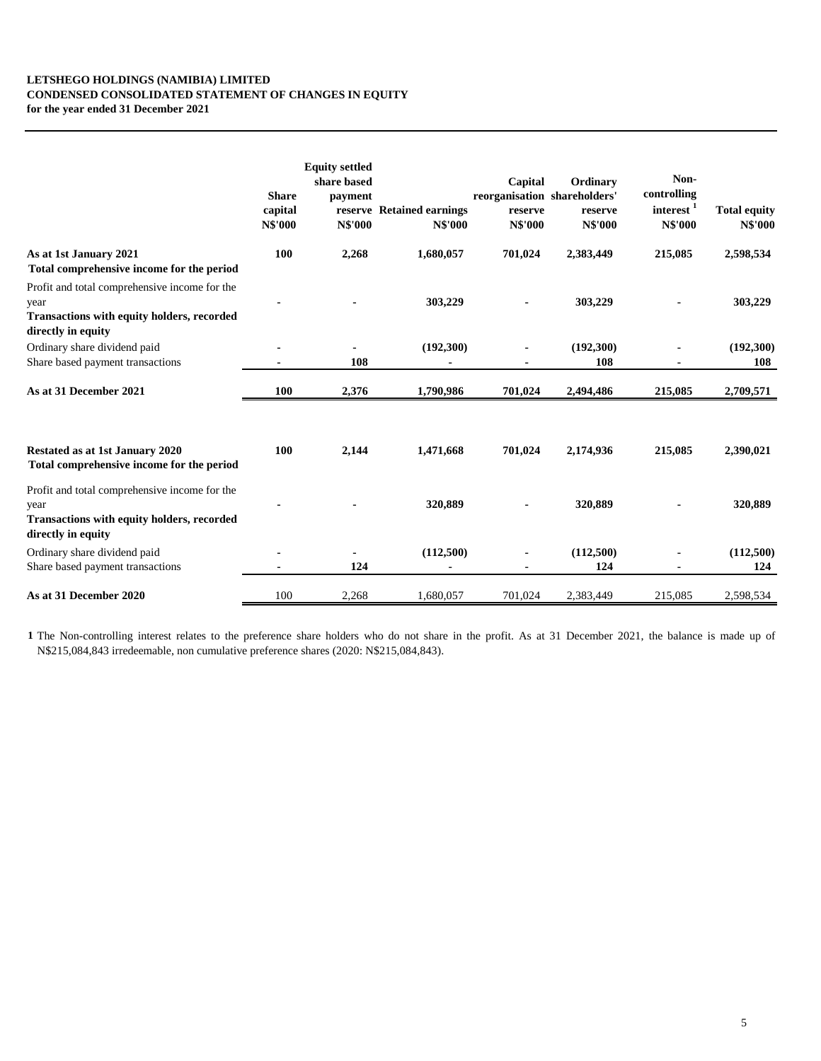**LETSHEGO HOLDINGS (NAMIBIA) LIMITED**
**CONDENSED CONSOLIDATED STATEMENT OF CHANGES IN EQUITY**
**for the year ended 31 December 2021**

| | Share capital N$'000 | Equity settled share based payment reserve N$'000 | Retained earnings N$'000 | Capital reorganisation reserve N$'000 | Ordinary shareholders' reserve N$'000 | Non-controlling interest [1] N$'000 | Total equity N$'000 |
|---|---|---|---|---|---|---|---|
| **As at 1st January 2021** | **100** | **2,268** | **1,680,057** | **701,024** | **2,383,449** | **215,085** | **2,598,534** |
| **Total comprehensive income for the period** | | | | | | | |
| Profit and total comprehensive income for the year | - | - | **303,229** | - | **303,229** | - | **303,229** |
| **Transactions with equity holders, recorded directly in equity** | | | | | | | |
| Ordinary share dividend paid | - | - | **(192,300)** | - | **(192,300)** | - | **(192,300)** |
| Share based payment transactions | - | **108** | - | - | **108** | - | **108** |
| **As at 31 December 2021** | **100** | **2,376** | **1,790,986** | **701,024** | **2,494,486** | **215,085** | **2,709,571** |
| | | | | | | | |
| **Restated as at 1st January 2020** | **100** | **2,144** | **1,471,668** | **701,024** | **2,174,936** | **215,085** | **2,390,021** |
| **Total comprehensive income for the period** | | | | | | | |
| Profit and total comprehensive income for the year | - | - | **320,889** | - | **320,889** | - | **320,889** |
| **Transactions with equity holders, recorded directly in equity** | | | | | | | |
| Ordinary share dividend paid | - | - | **(112,500)** | - | **(112,500)** | - | **(112,500)** |
| Share based payment transactions | - | **124** | - | - | **124** | - | **124** |
| **As at 31 December 2020** | 100 | 2,268 | 1,680,057 | 701,024 | 2,383,449 | 215,085 | 2,598,534 |

**1** The Non-controlling interest relates to the preference share holders who do not share in the profit. As at 31 December 2021, the balance is made up of N$215,084,843 irredeemable, non cumulative preference shares (2020: N$215,084,843).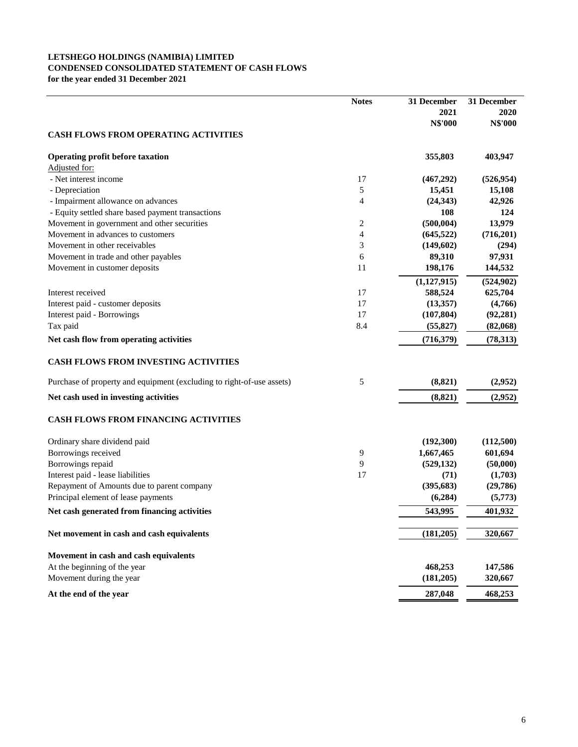**LETSHEGO HOLDINGS (NAMIBIA) LIMITED**
**CONDENSED CONSOLIDATED STATEMENT OF CASH FLOWS**
**for the year ended 31 December 2021**

| | Notes | 31 December 2021 N$'000 | 31 December 2020 N$'000 |
|---|---|---|---|
| **CASH FLOWS FROM OPERATING ACTIVITIES** | | | |
| **Operating profit before taxation** | | **355,803** | **403,947** |
| Adjusted for: | | | |
| - Net interest income | 17 | **(467,292)** | **(526,954)** |
| - Depreciation | 5 | **15,451** | **15,108** |
| - Impairment allowance on advances | 4 | **(24,343)** | **42,926** |
| - Equity settled share based payment transactions | | **108** | **124** |
| Movement in government and other securities | 2 | **(500,004)** | **13,979** |
| Movement in advances to customers | 4 | **(645,522)** | **(716,201)** |
| Movement in other receivables | 3 | **(149,602)** | **(294)** |
| Movement in trade and other payables | 6 | **89,310** | **97,931** |
| Movement in customer deposits | 11 | **198,176** | **144,532** |
| | | **(1,127,915)** | **(524,902)** |
| Interest received | 17 | **588,524** | **625,704** |
| Interest paid - customer deposits | 17 | **(13,357)** | **(4,766)** |
| Interest paid - Borrowings | 17 | **(107,804)** | **(92,281)** |
| Tax paid | 8.4 | **(55,827)** | **(82,068)** |
| **Net cash flow from operating activities** | | **(716,379)** | **(78,313)** |
| **CASH FLOWS FROM INVESTING ACTIVITIES** | | | |
| Purchase of property and equipment (excluding to right-of-use assets) | 5 | **(8,821)** | **(2,952)** |
| **Net cash used in investing activities** | | **(8,821)** | **(2,952)** |
| **CASH FLOWS FROM FINANCING ACTIVITIES** | | | |
| Ordinary share dividend paid | | **(192,300)** | **(112,500)** |
| Borrowings received | 9 | **1,667,465** | **601,694** |
| Borrowings repaid | 9 | **(529,132)** | **(50,000)** |
| Interest paid - lease liabilities | 17 | **(71)** | **(1,703)** |
| Repayment of Amounts due to parent company | | **(395,683)** | **(29,786)** |
| Principal element of lease payments | | **(6,284)** | **(5,773)** |
| **Net cash generated from financing activities** | | **543,995** | **401,932** |
| **Net movement in cash and cash equivalents** | | **(181,205)** | **320,667** |
| **Movement in cash and cash equivalents** | | | |
| At the beginning of the year | | **468,253** | **147,586** |
| Movement during the year | | **(181,205)** | **320,667** |
| **At the end of the year** | | **287,048** | **468,253** |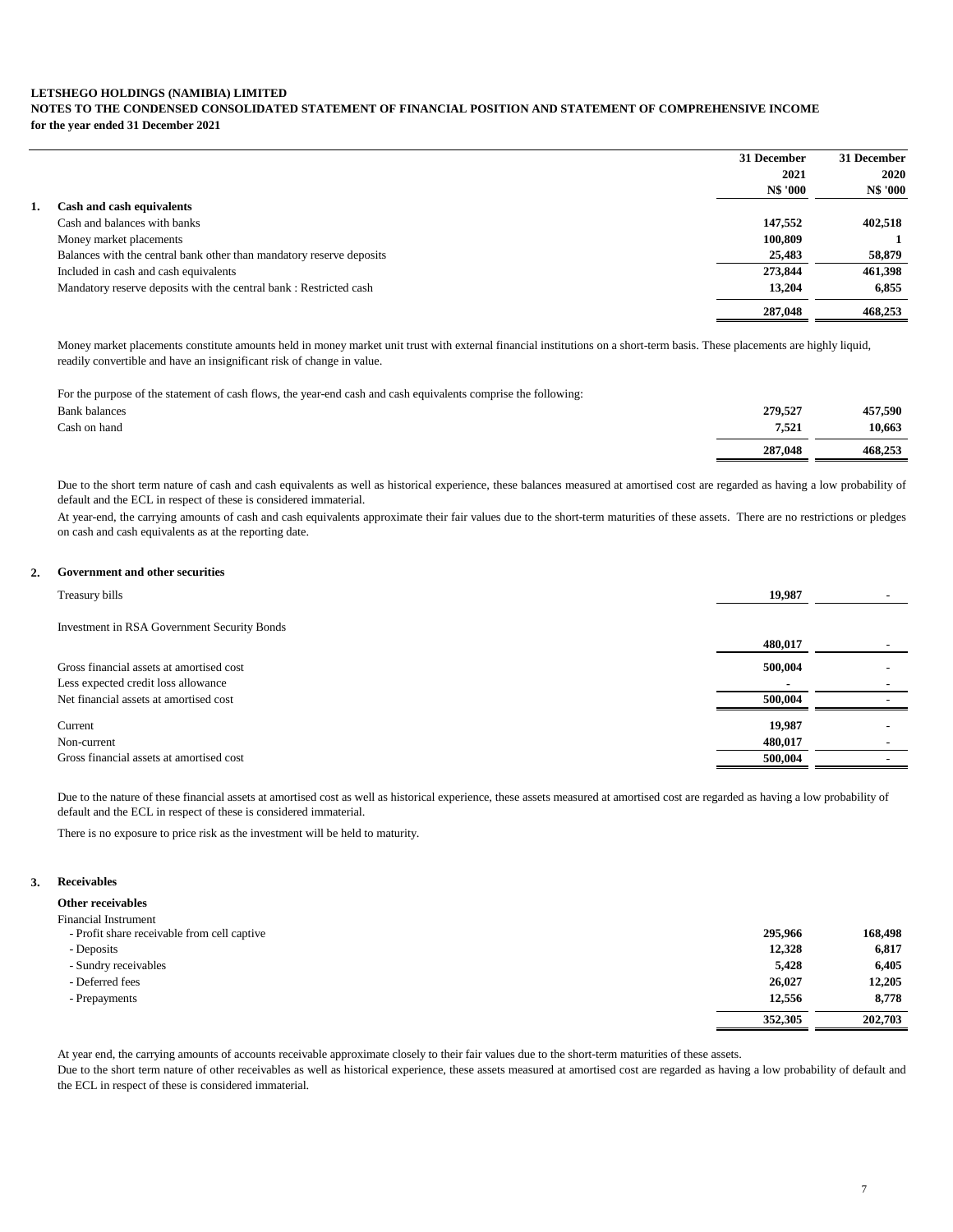**LETSHEGO HOLDINGS (NAMIBIA) LIMITED**
**NOTES TO THE CONDENSED CONSOLIDATED STATEMENT OF FINANCIAL POSITION AND STATEMENT OF COMPREHENSIVE INCOME**
**for the year ended 31 December 2021**

| | 31 December 2021 N$ '000 | 31 December 2020 N$ '000 |
|---|---|---|
| **1. Cash and cash equivalents** | | |
| Cash and balances with banks | 147,552 | 402,518 |
| Money market placements | 100,809 | 1 |
| Balances with the central bank other than mandatory reserve deposits | 25,483 | 58,879 |
| Included in cash and cash equivalents | 273,844 | 461,398 |
| Mandatory reserve deposits with the central bank : Restricted cash | 13,204 | 6,855 |
| | 287,048 | 468,253 |

Money market placements constitute amounts held in money market unit trust with external financial institutions on a short-term basis. These placements are highly liquid, readily convertible and have an insignificant risk of change in value.

For the purpose of the statement of cash flows, the year-end cash and cash equivalents comprise the following:

| | 2021 | 2020 |
|---|---|---|
| Bank balances | 279,527 | 457,590 |
| Cash on hand | 7,521 | 10,663 |
| | 287,048 | 468,253 |

Due to the short term nature of cash and cash equivalents as well as historical experience, these balances measured at amortised cost are regarded as having a low probability of default and the ECL in respect of these is considered immaterial.

At year-end, the carrying amounts of cash and cash equivalents approximate their fair values due to the short-term maturities of these assets. There are no restrictions or pledges on cash and cash equivalents as at the reporting date.

**2. Government and other securities**

| | 2021 | 2020 |
|---|---|---|
| Treasury bills | 19,987 | - |
| Investment in RSA Government Security Bonds | 480,017 | - |
| Gross financial assets at amortised cost | 500,004 | - |
| Less expected credit loss allowance | - | - |
| Net financial assets at amortised cost | 500,004 | - |
| Current | 19,987 | - |
| Non-current | 480,017 | - |
| Gross financial assets at amortised cost | 500,004 | - |

Due to the nature of these financial assets at amortised cost as well as historical experience, these assets measured at amortised cost are regarded as having a low probability of default and the ECL in respect of these is considered immaterial.

There is no exposure to price risk as the investment will be held to maturity.

**3. Receivables**

**Other receivables**

| | 2021 | 2020 |
|---|---|---|
| Financial Instrument | | |
| - Profit share receivable from cell captive | 295,966 | 168,498 |
| - Deposits | 12,328 | 6,817 |
| - Sundry receivables | 5,428 | 6,405 |
| - Deferred fees | 26,027 | 12,205 |
| - Prepayments | 12,556 | 8,778 |
| | 352,305 | 202,703 |

At year end, the carrying amounts of accounts receivable approximate closely to their fair values due to the short-term maturities of these assets.

Due to the short term nature of other receivables as well as historical experience, these assets measured at amortised cost are regarded as having a low probability of default and the ECL in respect of these is considered immaterial.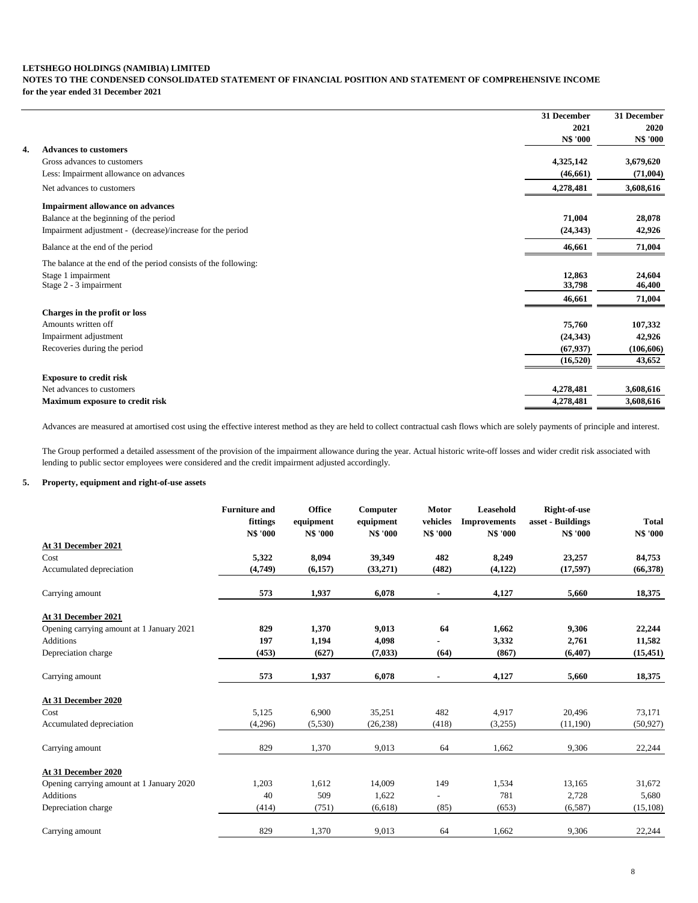**LETSHEGO HOLDINGS (NAMIBIA) LIMITED**
**NOTES TO THE CONDENSED CONSOLIDATED STATEMENT OF FINANCIAL POSITION AND STATEMENT OF COMPREHENSIVE INCOME**
**for the year ended 31 December 2021**

| | 31 December 2021 N$ '000 | 31 December 2020 N$ '000 |
|---|---|---|
| **4. Advances to customers** | | |
| Gross advances to customers | **4,325,142** | **3,679,620** |
| Less: Impairment allowance on advances | **(46,661)** | **(71,004)** |
| Net advances to customers | **4,278,481** | **3,608,616** |
| **Impairment allowance on advances** | | |
| Balance at the beginning of the period | **71,004** | **28,078** |
| Impairment adjustment - (decrease)/increase for the period | **(24,343)** | **42,926** |
| Balance at the end of the period | **46,661** | **71,004** |
| The balance at the end of the period consists of the following: | | |
| Stage 1 impairment | **12,863** | **24,604** |
| Stage 2 - 3 impairment | **33,798** | **46,400** |
| | **46,661** | **71,004** |
| **Charges in the profit or loss** | | |
| Amounts written off | **75,760** | **107,332** |
| Impairment adjustment | **(24,343)** | **42,926** |
| Recoveries during the period | **(67,937)** | **(106,606)** |
| | **(16,520)** | **43,652** |
| **Exposure to credit risk** | | |
| Net advances to customers | **4,278,481** | **3,608,616** |
| **Maximum exposure to credit risk** | **4,278,481** | **3,608,616** |

Advances are measured at amortised cost using the effective interest method as they are held to collect contractual cash flows which are solely payments of principle and interest.

The Group performed a detailed assessment of the provision of the impairment allowance during the year. Actual historic write-off losses and wider credit risk associated with lending to public sector employees were considered and the credit impairment adjusted accordingly.

**5. Property, equipment and right-of-use assets**

| | Furniture and fittings N$ '000 | Office equipment N$ '000 | Computer equipment N$ '000 | Motor vehicles N$ '000 | Leasehold Improvements N$ '000 | Right-of-use asset - Buildings N$ '000 | Total N$ '000 |
|---|---|---|---|---|---|---|---|
| **At 31 December 2021** | | | | | | | |
| Cost | **5,322** | **8,094** | **39,349** | **482** | **8,249** | **23,257** | **84,753** |
| Accumulated depreciation | **(4,749)** | **(6,157)** | **(33,271)** | **(482)** | **(4,122)** | **(17,597)** | **(66,378)** |
| Carrying amount | **573** | **1,937** | **6,078** | **-** | **4,127** | **5,660** | **18,375** |
| **At 31 December 2021** | | | | | | | |
| Opening carrying amount at 1 January 2021 | **829** | **1,370** | **9,013** | **64** | **1,662** | **9,306** | **22,244** |
| Additions | **197** | **1,194** | **4,098** | **-** | **3,332** | **2,761** | **11,582** |
| Depreciation charge | **(453)** | **(627)** | **(7,033)** | **(64)** | **(867)** | **(6,407)** | **(15,451)** |
| Carrying amount | **573** | **1,937** | **6,078** | **-** | **4,127** | **5,660** | **18,375** |
| **At 31 December 2020** | | | | | | | |
| Cost | 5,125 | 6,900 | 35,251 | 482 | 4,917 | 20,496 | 73,171 |
| Accumulated depreciation | (4,296) | (5,530) | (26,238) | (418) | (3,255) | (11,190) | (50,927) |
| Carrying amount | 829 | 1,370 | 9,013 | 64 | 1,662 | 9,306 | 22,244 |
| **At 31 December 2020** | | | | | | | |
| Opening carrying amount at 1 January 2020 | 1,203 | 1,612 | 14,009 | 149 | 1,534 | 13,165 | 31,672 |
| Additions | 40 | 509 | 1,622 | - | 781 | 2,728 | 5,680 |
| Depreciation charge | (414) | (751) | (6,618) | (85) | (653) | (6,587) | (15,108) |
| Carrying amount | 829 | 1,370 | 9,013 | 64 | 1,662 | 9,306 | 22,244 |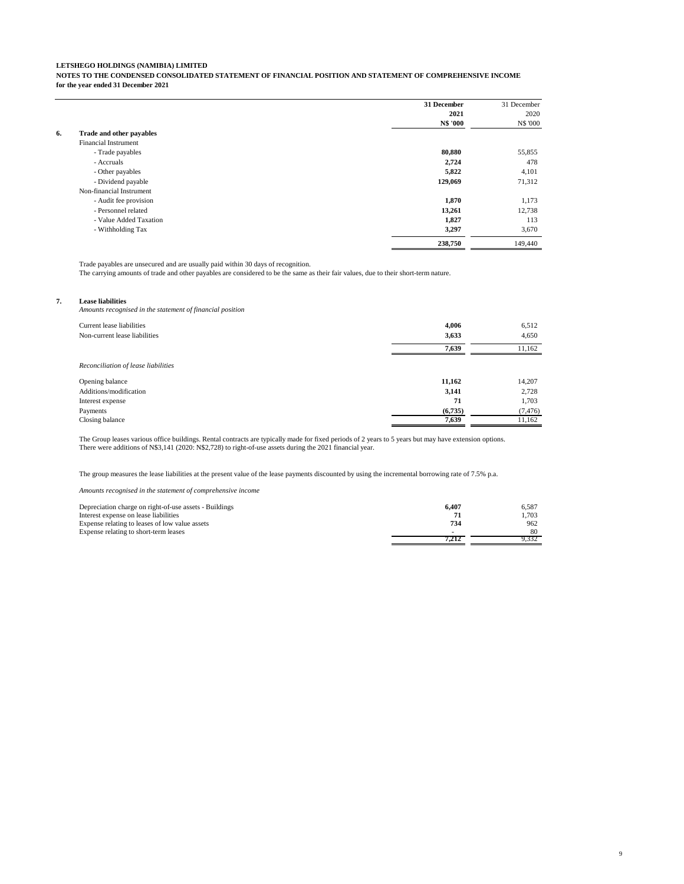**LETSHEGO HOLDINGS (NAMIBIA) LIMITED**

**NOTES TO THE CONDENSED CONSOLIDATED STATEMENT OF FINANCIAL POSITION AND STATEMENT OF COMPREHENSIVE INCOME**

**for the year ended 31 December 2021**

| | | **31 December 2021 N$ '000** | 31 December 2020 N$ '000 |
|---|---|---|---|
| **6.** | **Trade and other payables** | | |
| | Financial Instrument | | |
| | - Trade payables | **80,880** | 55,855 |
| | - Accruals | **2,724** | 478 |
| | - Other payables | **5,822** | 4,101 |
| | - Dividend payable | **129,069** | 71,312 |
| | Non-financial Instrument | | |
| | - Audit fee provision | **1,870** | 1,173 |
| | - Personnel related | **13,261** | 12,738 |
| | - Value Added Taxation | **1,827** | 113 |
| | - Withholding Tax | **3,297** | 3,670 |
| | | **238,750** | 149,440 |

Trade payables are unsecured and are usually paid within 30 days of recognition.
The carrying amounts of trade and other payables are considered to be the same as their fair values, due to their short-term nature.

**7. Lease liabilities**

*Amounts recognised in the statement of financial position*

| | 2021 | 2020 |
|---|---|---|
| Current lease liabilities | **4,006** | 6,512 |
| Non-current lease liabilities | **3,633** | 4,650 |
| | **7,639** | 11,162 |

*Reconciliation of lease liabilities*

| | 2021 | 2020 |
|---|---|---|
| Opening balance | **11,162** | 14,207 |
| Additions/modification | **3,141** | 2,728 |
| Interest expense | **71** | 1,703 |
| Payments | **(6,735)** | (7,476) |
| Closing balance | **7,639** | 11,162 |

The Group leases various office buildings. Rental contracts are typically made for fixed periods of 2 years to 5 years but may have extension options.
There were additions of N$3,141 (2020: N$2,728) to right-of-use assets during the 2021 financial year.

The group measures the lease liabilities at the present value of the lease payments discounted by using the incremental borrowing rate of 7.5% p.a.

*Amounts recognised in the statement of comprehensive income*

| | 2021 | 2020 |
|---|---|---|
| Depreciation charge on right-of-use assets - Buildings | **6,407** | 6,587 |
| Interest expense on lease liabilities | **71** | 1,703 |
| Expense relating to leases of low value assets | **734** | 962 |
| Expense relating to short-term leases | - | 80 |
| | **7,212** | 9,332 |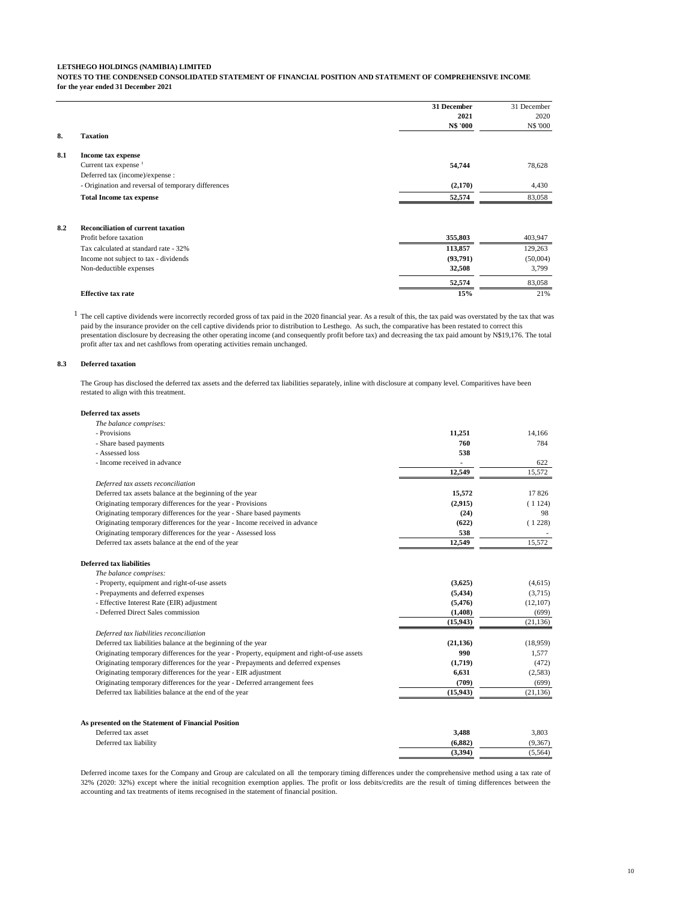**LETSHEGO HOLDINGS (NAMIBIA) LIMITED**

**NOTES TO THE CONDENSED CONSOLIDATED STATEMENT OF FINANCIAL POSITION AND STATEMENT OF COMPREHENSIVE INCOME**

**for the year ended 31 December 2021**

| | | 31 December 2021 N$ '000 | 31 December 2020 N$ '000 |
|---|---|---|---|
| **8.** | **Taxation** | | |
| **8.1** | **Income tax expense** | | |
| | Current tax expense [1] | **54,744** | 78,628 |
| | Deferred tax (income)/expense : | | |
| | - Origination and reversal of temporary differences | **(2,170)** | 4,430 |
| | **Total Income tax expense** | **52,574** | 83,058 |
| **8.2** | **Reconciliation of current taxation** | | |
| | Profit before taxation | **355,803** | 403,947 |
| | Tax calculated at standard rate - 32% | **113,857** | 129,263 |
| | Income not subject to tax - dividends | **(93,791)** | (50,004) |
| | Non-deductible expenses | **32,508** | 3,799 |
| | | **52,574** | 83,058 |
| | **Effective tax rate** | **15%** | 21% |

[1] The cell captive dividends were incorrectly recorded gross of tax paid in the 2020 financial year. As a result of this, the tax paid was overstated by the tax that was paid by the insurance provider on the cell captive dividends prior to distribution to Lesthego. As such, the comparative has been restated to correct this presentation disclosure by decreasing the other operating income (and consequently profit before tax) and decreasing the tax paid amount by N$19,176. The total profit after tax and net cashflows from operating activities remain unchanged.

**8.3 Deferred taxation**

The Group has disclosed the deferred tax assets and the deferred tax liabilities separately, inline with disclosure at company level. Comparitives have been restated to align with this treatment.

| | 31 December 2021 N$ '000 | 31 December 2020 N$ '000 |
|---|---|---|
| **Deferred tax assets** | | |
| *The balance comprises:* | | |
| - Provisions | **11,251** | 14,166 |
| - Share based payments | **760** | 784 |
| - Assessed loss | **538** | |
| - Income received in advance | **-** | 622 |
| | **12,549** | 15,572 |
| *Deferred tax assets reconciliation* | | |
| Deferred tax assets balance at the beginning of the year | **15,572** | 17 826 |
| Originating temporary differences for the year - Provisions | **(2,915)** | ( 1 124) |
| Originating temporary differences for the year - Share based payments | **(24)** | 98 |
| Originating temporary differences for the year - Income received in advance | **(622)** | ( 1 228) |
| Originating temporary differences for the year - Assessed loss | **538** | - |
| Deferred tax assets balance at the end of the year | **12,549** | 15,572 |
| **Deferred tax liabilities** | | |
| *The balance comprises:* | | |
| - Property, equipment and right-of-use assets | **(3,625)** | (4,615) |
| - Prepayments and deferred expenses | **(5,434)** | (3,715) |
| - Effective Interest Rate (EIR) adjustment | **(5,476)** | (12,107) |
| - Deferred Direct Sales commission | **(1,408)** | (699) |
| | **(15,943)** | (21,136) |
| *Deferred tax liabilities reconciliation* | | |
| Deferred tax liabilities balance at the beginning of the year | **(21,136)** | (18,959) |
| Originating temporary differences for the year - Property, equipment and right-of-use assets | **990** | 1,577 |
| Originating temporary differences for the year - Prepayments and deferred expenses | **(1,719)** | (472) |
| Originating temporary differences for the year - EIR adjustment | **6,631** | (2,583) |
| Originating temporary differences for the year - Deferred arrangement fees | **(709)** | (699) |
| Deferred tax liabilities balance at the end of the year | **(15,943)** | (21,136) |
| **As presented on the Statement of Financial Position** | | |
| Deferred tax asset | **3,488** | 3,803 |
| Deferred tax liability | **(6,882)** | (9,367) |
| | **(3,394)** | (5,564) |

Deferred income taxes for the Company and Group are calculated on all the temporary timing differences under the comprehensive method using a tax rate of 32% (2020: 32%) except where the initial recognition exemption applies. The profit or loss debits/credits are the result of timing differences between the accounting and tax treatments of items recognised in the statement of financial position.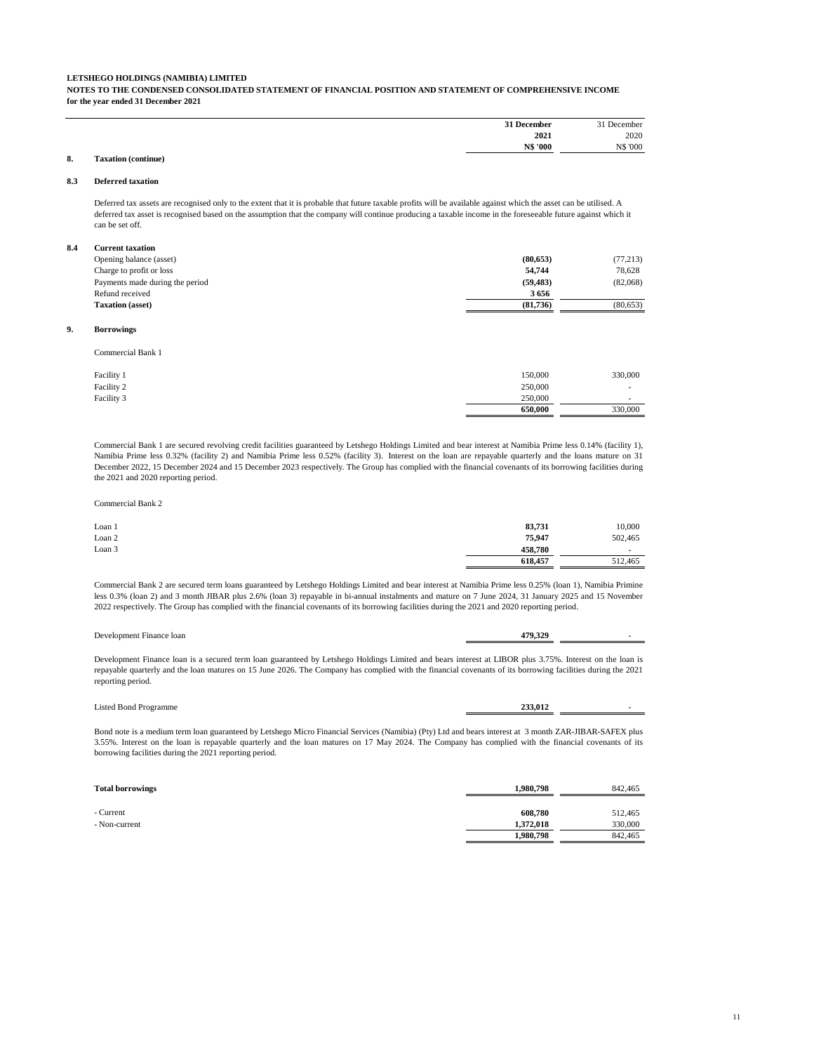**LETSHEGO HOLDINGS (NAMIBIA) LIMITED**

**NOTES TO THE CONDENSED CONSOLIDATED STATEMENT OF FINANCIAL POSITION AND STATEMENT OF COMPREHENSIVE INCOME**

**for the year ended 31 December 2021**

| | **31 December 2021 N$ '000** | 31 December 2020 N$ '000 |
|---|---|---|

**8. Taxation (continue)**

**8.3 Deferred taxation**

Deferred tax assets are recognised only to the extent that it is probable that future taxable profits will be available against which the asset can be utilised. A deferred tax asset is recognised based on the assumption that the company will continue producing a taxable income in the foreseeable future against which it can be set off.

**8.4 Current taxation**

| | **31 December 2021 N$ '000** | 31 December 2020 N$ '000 |
|---|---|---|
| Opening balance (asset) | **(80,653)** | (77,213) |
| Charge to profit or loss | **54,744** | 78,628 |
| Payments made during the period | **(59,483)** | (82,068) |
| Refund received | **3 656** | |
| **Taxation (asset)** | **(81,736)** | (80,653) |

**9. Borrowings**

Commercial Bank 1

| | **31 December 2021 N$ '000** | 31 December 2020 N$ '000 |
|---|---|---|
| Facility 1 | 150,000 | 330,000 |
| Facility 2 | 250,000 | - |
| Facility 3 | 250,000 | - |
| | **650,000** | 330,000 |

Commercial Bank 1 are secured revolving credit facilities guaranteed by Letshego Holdings Limited and bear interest at Namibia Prime less 0.14% (facility 1), Namibia Prime less 0.32% (facility 2) and Namibia Prime less 0.52% (facility 3). Interest on the loan are repayable quarterly and the loans mature on 31 December 2022, 15 December 2024 and 15 December 2023 respectively. The Group has complied with the financial covenants of its borrowing facilities during the 2021 and 2020 reporting period.

Commercial Bank 2

| | **31 December 2021 N$ '000** | 31 December 2020 N$ '000 |
|---|---|---|
| Loan 1 | **83,731** | 10,000 |
| Loan 2 | **75,947** | 502,465 |
| Loan 3 | **458,780** | - |
| | **618,457** | 512,465 |

Commercial Bank 2 are secured term loans guaranteed by Letshego Holdings Limited and bear interest at Namibia Prime less 0.25% (loan 1), Namibia Primine less 0.3% (loan 2) and 3 month JIBAR plus 2.6% (loan 3) repayable in bi-annual instalments and mature on 7 June 2024, 31 January 2025 and 15 November 2022 respectively. The Group has complied with the financial covenants of its borrowing facilities during the 2021 and 2020 reporting period.

| | **31 December 2021 N$ '000** | 31 December 2020 N$ '000 |
|---|---|---|
| Development Finance loan | **479,329** | - |

Development Finance loan is a secured term loan guaranteed by Letshego Holdings Limited and bears interest at LIBOR plus 3.75%. Interest on the loan is repayable quarterly and the loan matures on 15 June 2026. The Company has complied with the financial covenants of its borrowing facilities during the 2021 reporting period.

| | **31 December 2021 N$ '000** | 31 December 2020 N$ '000 |
|---|---|---|
| Listed Bond Programme | **233,012** | - |

Bond note is a medium term loan guaranteed by Letshego Micro Financial Services (Namibia) (Pty) Ltd and bears interest at 3 month ZAR-JIBAR-SAFEX plus 3.55%. Interest on the loan is repayable quarterly and the loan matures on 17 May 2024. The Company has complied with the financial covenants of its borrowing facilities during the 2021 reporting period.

| | **31 December 2021 N$ '000** | 31 December 2020 N$ '000 |
|---|---|---|
| **Total borrowings** | **1,980,798** | 842,465 |
| - Current | **608,780** | 512,465 |
| - Non-current | **1,372,018** | 330,000 |
| | **1,980,798** | 842,465 |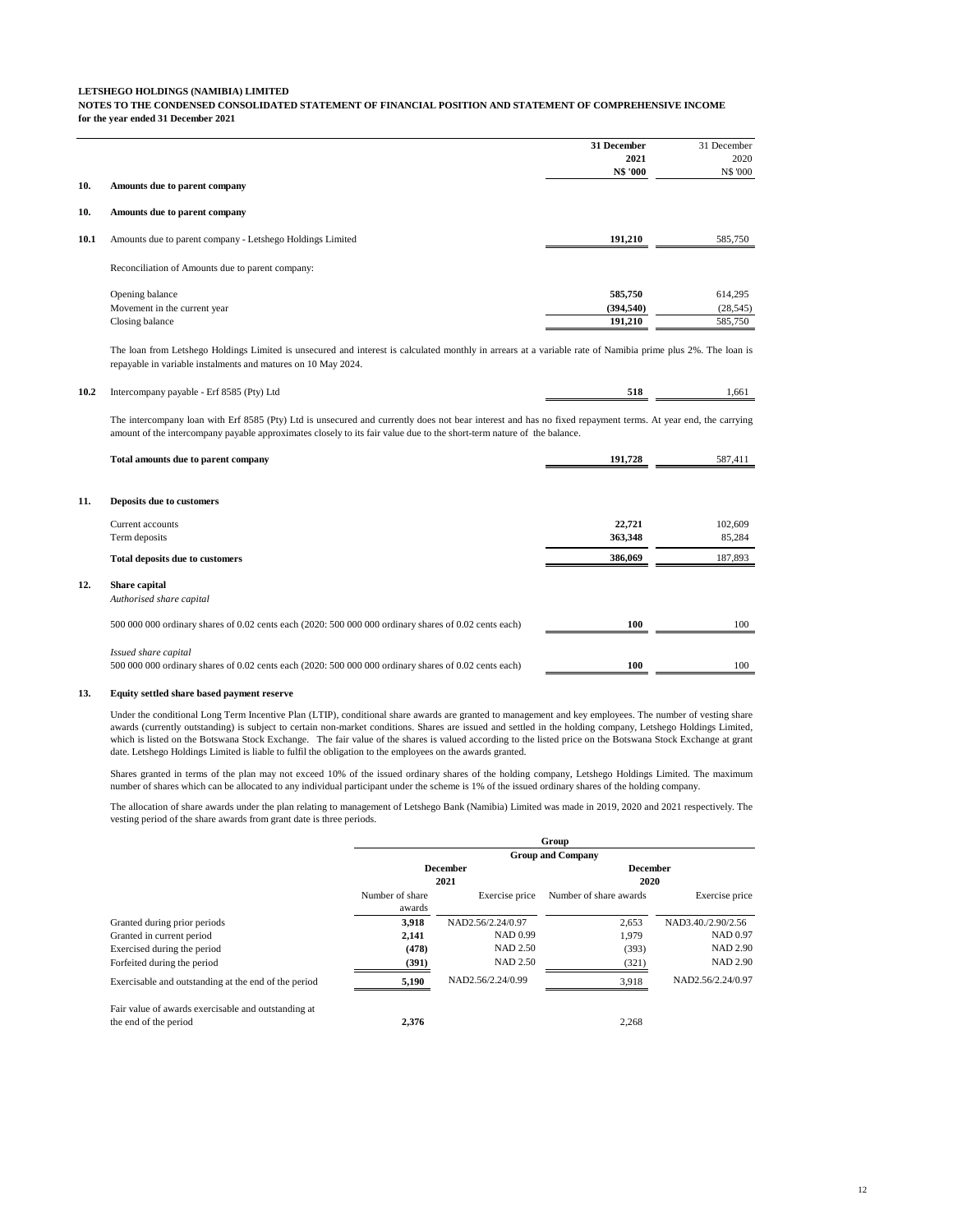**LETSHEGO HOLDINGS (NAMIBIA) LIMITED**
**NOTES TO THE CONDENSED CONSOLIDATED STATEMENT OF FINANCIAL POSITION AND STATEMENT OF COMPREHENSIVE INCOME**
**for the year ended 31 December 2021**

| | | 31 December 2021 N$ '000 | 31 December 2020 N$ '000 |
|---|---|---|---|
| **10.** | **Amounts due to parent company** | | |
| **10.** | **Amounts due to parent company** | | |
| **10.1** | Amounts due to parent company - Letshego Holdings Limited | **191,210** | 585,750 |
| | Reconciliation of Amounts due to parent company: | | |
| | Opening balance | **585,750** | 614,295 |
| | Movement in the current year | **(394,540)** | (28,545) |
| | Closing balance | **191,210** | 585,750 |

The loan from Letshego Holdings Limited is unsecured and interest is calculated monthly in arrears at a variable rate of Namibia prime plus 2%. The loan is repayable in variable instalments and matures on 10 May 2024.

| | | 31 December 2021 N$ '000 | 31 December 2020 N$ '000 |
|---|---|---|---|
| **10.2** | Intercompany payable - Erf 8585 (Pty) Ltd | **518** | 1,661 |

The intercompany loan with Erf 8585 (Pty) Ltd is unsecured and currently does not bear interest and has no fixed repayment terms. At year end, the carrying amount of the intercompany payable approximates closely to its fair value due to the short-term nature of the balance.

| | | 31 December 2021 N$ '000 | 31 December 2020 N$ '000 |
|---|---|---|---|
| | **Total amounts due to parent company** | **191,728** | 587,411 |
| **11.** | **Deposits due to customers** | | |
| | Current accounts | **22,721** | 102,609 |
| | Term deposits | **363,348** | 85,284 |
| | **Total deposits due to customers** | **386,069** | 187,893 |
| **12.** | **Share capital** | | |
| | *Authorised share capital* | | |
| | 500 000 000 ordinary shares of 0.02 cents each (2020: 500 000 000 ordinary shares of 0.02 cents each) | **100** | 100 |
| | *Issued share capital* | | |
| | 500 000 000 ordinary shares of 0.02 cents each (2020: 500 000 000 ordinary shares of 0.02 cents each) | **100** | 100 |

**13. Equity settled share based payment reserve**

Under the conditional Long Term Incentive Plan (LTIP), conditional share awards are granted to management and key employees. The number of vesting share awards (currently outstanding) is subject to certain non-market conditions. Shares are issued and settled in the holding company, Letshego Holdings Limited, which is listed on the Botswana Stock Exchange. The fair value of the shares is valued according to the listed price on the Botswana Stock Exchange at grant date. Letshego Holdings Limited is liable to fulfil the obligation to the employees on the awards granted.

Shares granted in terms of the plan may not exceed 10% of the issued ordinary shares of the holding company, Letshego Holdings Limited. The maximum number of shares which can be allocated to any individual participant under the scheme is 1% of the issued ordinary shares of the holding company.

The allocation of share awards under the plan relating to management of Letshego Bank (Namibia) Limited was made in 2019, 2020 and 2021 respectively. The vesting period of the share awards from grant date is three periods.

| | Group | | | |
|---|---|---|---|---|
| | Group and Company | | | |
| | December 2021 | | December 2020 | |
| | Number of share awards | Exercise price | Number of share awards | Exercise price |
| Granted during prior periods | **3,918** | NAD2.56/2.24/0.97 | 2,653 | NAD3.40./2.90/2.56 |
| Granted in current period | **2,141** | NAD 0.99 | 1,979 | NAD 0.97 |
| Exercised during the period | **(478)** | NAD 2.50 | (393) | NAD 2.90 |
| Forfeited during the period | **(391)** | NAD 2.50 | (321) | NAD 2.90 |
| Exercisable and outstanding at the end of the period | **5,190** | NAD2.56/2.24/0.99 | 3,918 | NAD2.56/2.24/0.97 |
| Fair value of awards exercisable and outstanding at the end of the period | **2,376** | | 2,268 | |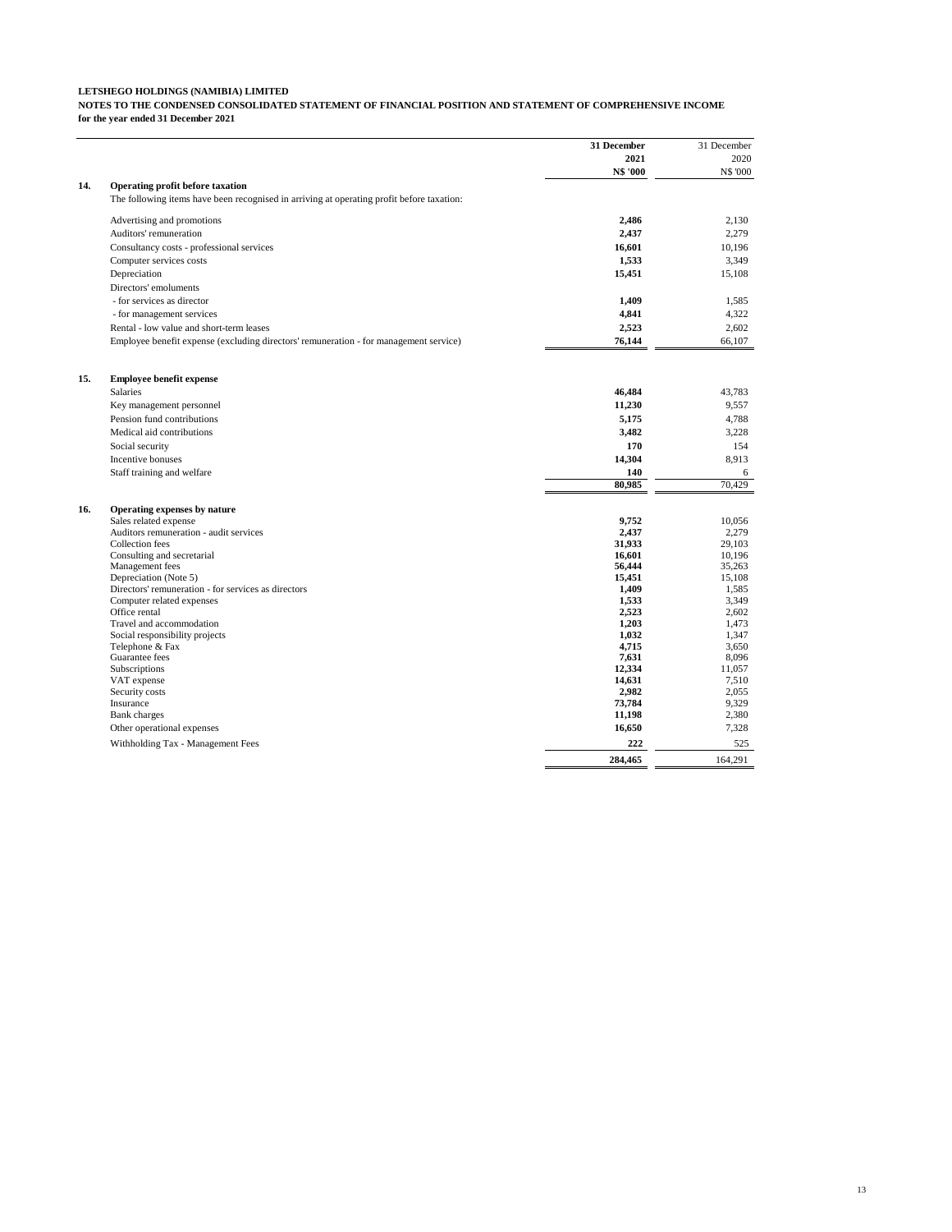**LETSHEGO HOLDINGS (NAMIBIA) LIMITED**
**NOTES TO THE CONDENSED CONSOLIDATED STATEMENT OF FINANCIAL POSITION AND STATEMENT OF COMPREHENSIVE INCOME**
**for the year ended 31 December 2021**

| | | 31 December 2021 N$ '000 | 31 December 2020 N$ '000 |
|---|---|---|---|
| **14.** | **Operating profit before taxation** | | |
| | The following items have been recognised in arriving at operating profit before taxation: | | |
| | Advertising and promotions | **2,486** | 2,130 |
| | Auditors' remuneration | **2,437** | 2,279 |
| | Consultancy costs - professional services | **16,601** | 10,196 |
| | Computer services costs | **1,533** | 3,349 |
| | Depreciation | **15,451** | 15,108 |
| | Directors' emoluments | | |
| | - for services as director | **1,409** | 1,585 |
| | - for management services | **4,841** | 4,322 |
| | Rental - low value and short-term leases | **2,523** | 2,602 |
| | Employee benefit expense (excluding directors' remuneration - for management service) | **76,144** | 66,107 |
| **15.** | **Employee benefit expense** | | |
| | Salaries | **46,484** | 43,783 |
| | Key management personnel | **11,230** | 9,557 |
| | Pension fund contributions | **5,175** | 4,788 |
| | Medical aid contributions | **3,482** | 3,228 |
| | Social security | **170** | 154 |
| | Incentive bonuses | **14,304** | 8,913 |
| | Staff training and welfare | **140** | 6 |
| | | **80,985** | 70,429 |
| **16.** | **Operating expenses by nature** | | |
| | Sales related expense | **9,752** | 10,056 |
| | Auditors remuneration - audit services | **2,437** | 2,279 |
| | Collection fees | **31,933** | 29,103 |
| | Consulting and secretarial | **16,601** | 10,196 |
| | Management fees | **56,444** | 35,263 |
| | Depreciation (Note 5) | **15,451** | 15,108 |
| | Directors' remuneration - for services as directors | **1,409** | 1,585 |
| | Computer related expenses | **1,533** | 3,349 |
| | Office rental | **2,523** | 2,602 |
| | Travel and accommodation | **1,203** | 1,473 |
| | Social responsibility projects | **1,032** | 1,347 |
| | Telephone & Fax | **4,715** | 3,650 |
| | Guarantee fees | **7,631** | 8,096 |
| | Subscriptions | **12,334** | 11,057 |
| | VAT expense | **14,631** | 7,510 |
| | Security costs | **2,982** | 2,055 |
| | Insurance | **73,784** | 9,329 |
| | Bank charges | **11,198** | 2,380 |
| | Other operational expenses | **16,650** | 7,328 |
| | Withholding Tax - Management Fees | **222** | 525 |
| | | **284,465** | 164,291 |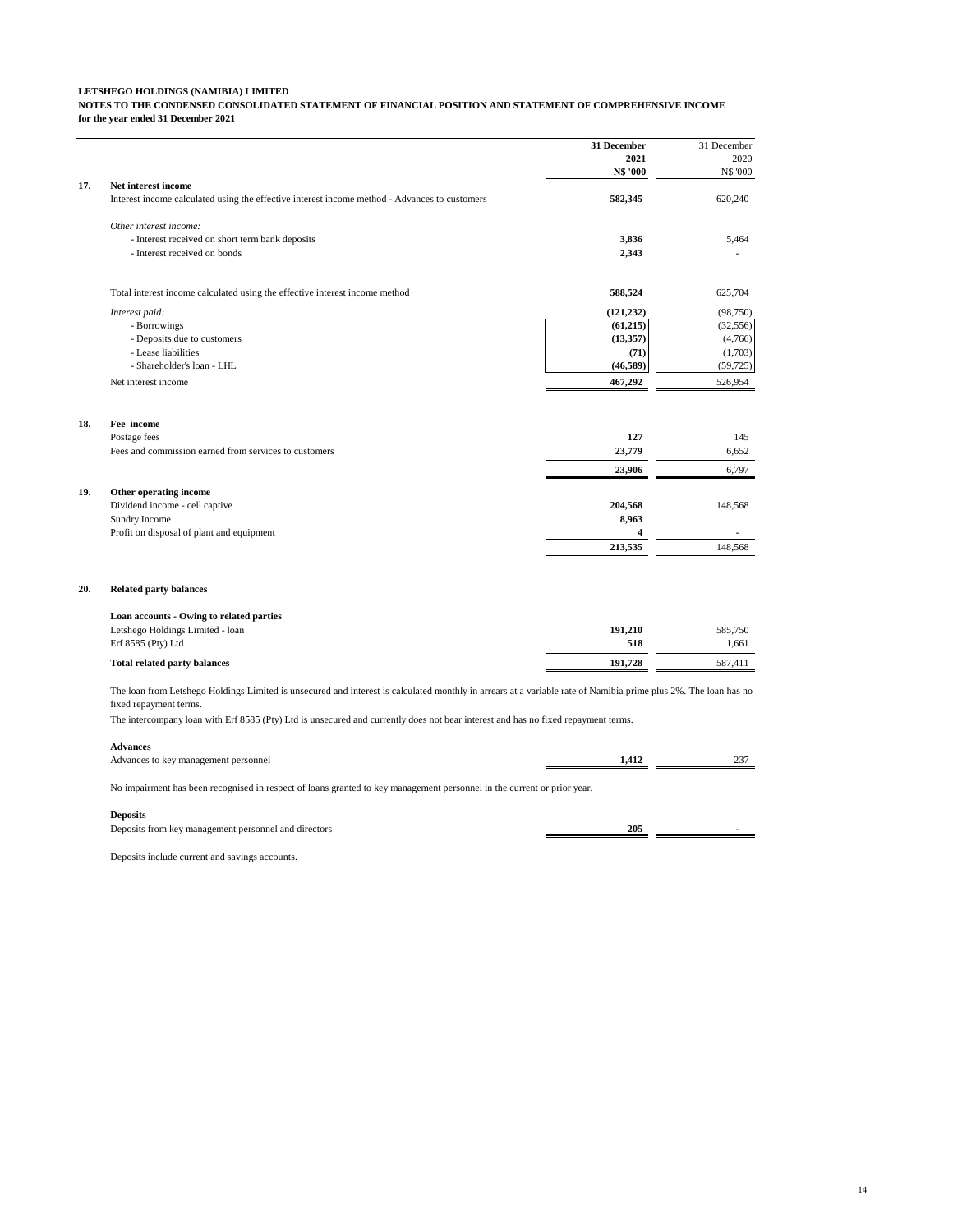**LETSHEGO HOLDINGS (NAMIBIA) LIMITED**

**NOTES TO THE CONDENSED CONSOLIDATED STATEMENT OF FINANCIAL POSITION AND STATEMENT OF COMPREHENSIVE INCOME**

**for the year ended 31 December 2021**

| | | 31 December 2021 N$ '000 | 31 December 2020 N$ '000 |
|---|---|---|---|
| **17.** | **Net interest income** | | |
| | Interest income calculated using the effective interest income method - Advances to customers | **582,345** | 620,240 |
| | *Other interest income:* | | |
| | - Interest received on short term bank deposits | **3,836** | 5,464 |
| | - Interest received on bonds | **2,343** | - |
| | Total interest income calculated using the effective interest income method | **588,524** | 625,704 |
| | *Interest paid:* | **(121,232)** | (98,750) |
| | - Borrowings | **(61,215)** | (32,556) |
| | - Deposits due to customers | **(13,357)** | (4,766) |
| | - Lease liabilities | **(71)** | (1,703) |
| | - Shareholder's loan - LHL | **(46,589)** | (59,725) |
| | Net interest income | **467,292** | 526,954 |
| **18.** | **Fee income** | | |
| | Postage fees | **127** | 145 |
| | Fees and commission earned from services to customers | **23,779** | 6,652 |
| | | **23,906** | 6,797 |
| **19.** | **Other operating income** | | |
| | Dividend income - cell captive | **204,568** | 148,568 |
| | Sundry Income | **8,963** | |
| | Profit on disposal of plant and equipment | **4** | - |
| | | **213,535** | 148,568 |
| **20.** | **Related party balances** | | |
| | **Loan accounts - Owing to related parties** | | |
| | Letshego Holdings Limited - loan | **191,210** | 585,750 |
| | Erf 8585 (Pty) Ltd | **518** | 1,661 |
| | **Total related party balances** | **191,728** | 587,411 |

The loan from Letshego Holdings Limited is unsecured and interest is calculated monthly in arrears at a variable rate of Namibia prime plus 2%. The loan has no fixed repayment terms.

The intercompany loan with Erf 8585 (Pty) Ltd is unsecured and currently does not bear interest and has no fixed repayment terms.

| | 2021 | 2020 |
|---|---|---|
| **Advances** | | |
| Advances to key management personnel | **1,412** | 237 |

No impairment has been recognised in respect of loans granted to key management personnel in the current or prior year.

| | 2021 | 2020 |
|---|---|---|
| **Deposits** | | |
| Deposits from key management personnel and directors | **205** | - |

Deposits include current and savings accounts.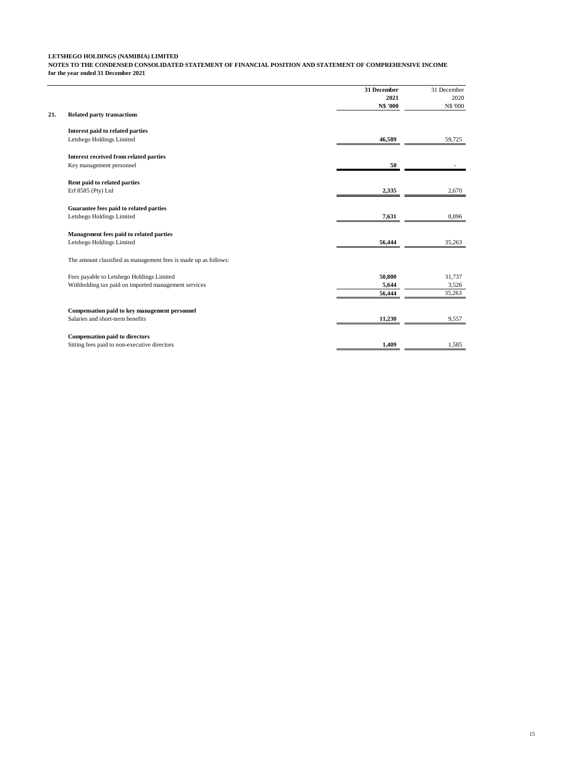**LETSHEGO HOLDINGS (NAMIBIA) LIMITED**
**NOTES TO THE CONDENSED CONSOLIDATED STATEMENT OF FINANCIAL POSITION AND STATEMENT OF COMPREHENSIVE INCOME**
**for the year ended 31 December 2021**

| | **31 December 2021 N$ '000** | 31 December 2020 N$ '000 |
|---|---|---|
| **21. Related party transactions** | | |
| **Interest paid to related parties** | | |
| Letshego Holdings Limited | **46,589** | 59,725 |
| **Interest received from related parties** | | |
| Key management personnel | **50** | - |
| **Rent paid to related parties** | | |
| Erf 8585 (Pty) Ltd | **2,335** | 2,670 |
| **Guarantee fees paid to related parties** | | |
| Letshego Holdings Limited | **7,631** | 8,096 |
| **Management fees paid to related parties** | | |
| Letshego Holdings Limited | **56,444** | 35,263 |
| The amount classified as management fees is made up as follows: | | |
| Fees payable to Letshego Holdings Limited | **50,800** | 31,737 |
| Withholding tax paid on imported management services | **5,644** | 3,526 |
| | **56,444** | 35,263 |
| **Compensation paid to key management personnel** | | |
| Salaries and short-term benefits | **11,230** | 9,557 |
| **Compensation paid to directors** | | |
| Sitting fees paid to non-executive directors | **1,409** | 1,585 |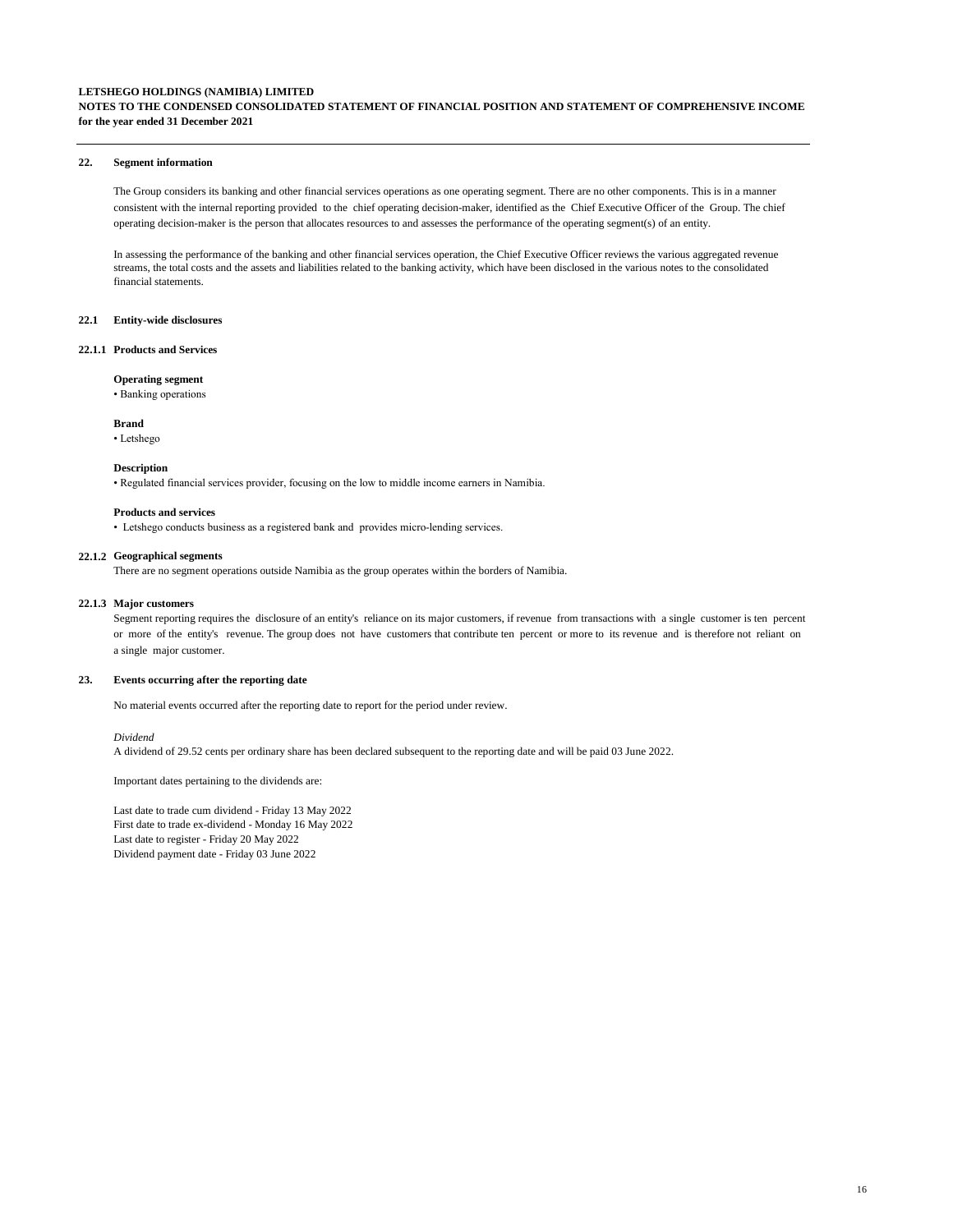**LETSHEGO HOLDINGS (NAMIBIA) LIMITED**
**NOTES TO THE CONDENSED CONSOLIDATED STATEMENT OF FINANCIAL POSITION AND STATEMENT OF COMPREHENSIVE INCOME**
**for the year ended 31 December 2021**

## 22. Segment information

The Group considers its banking and other financial services operations as one operating segment. There are no other components. This is in a manner consistent with the internal reporting provided to the chief operating decision-maker, identified as the Chief Executive Officer of the Group. The chief operating decision-maker is the person that allocates resources to and assesses the performance of the operating segment(s) of an entity.

In assessing the performance of the banking and other financial services operation, the Chief Executive Officer reviews the various aggregated revenue streams, the total costs and the assets and liabilities related to the banking activity, which have been disclosed in the various notes to the consolidated financial statements.

### 22.1 Entity-wide disclosures

#### 22.1.1 Products and Services

**Operating segment**
- Banking operations

**Brand**
- Letshego

**Description**
- Regulated financial services provider, focusing on the low to middle income earners in Namibia.

**Products and services**
- Letshego conducts business as a registered bank and provides micro-lending services.

#### 22.1.2 Geographical segments

There are no segment operations outside Namibia as the group operates within the borders of Namibia.

#### 22.1.3 Major customers

Segment reporting requires the disclosure of an entity's reliance on its major customers, if revenue from transactions with a single customer is ten percent or more of the entity's revenue. The group does not have customers that contribute ten percent or more to its revenue and is therefore not reliant on a single major customer.

## 23. Events occurring after the reporting date

No material events occurred after the reporting date to report for the period under review.

*Dividend*
A dividend of 29.52 cents per ordinary share has been declared subsequent to the reporting date and will be paid 03 June 2022.

Important dates pertaining to the dividends are:

Last date to trade cum dividend - Friday 13 May 2022
First date to trade ex-dividend - Monday 16 May 2022
Last date to register - Friday 20 May 2022
Dividend payment date - Friday 03 June 2022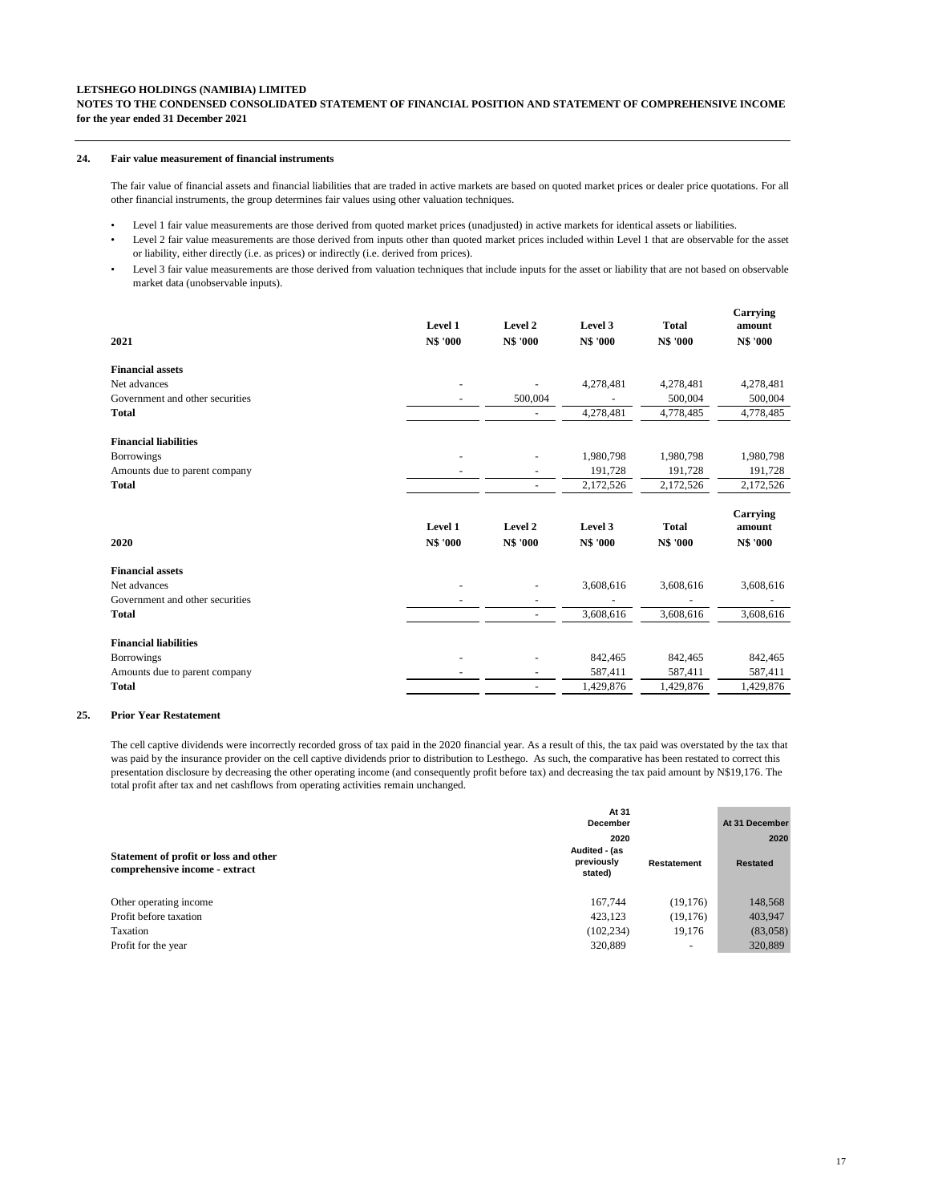**LETSHEGO HOLDINGS (NAMIBIA) LIMITED**
**NOTES TO THE CONDENSED CONSOLIDATED STATEMENT OF FINANCIAL POSITION AND STATEMENT OF COMPREHENSIVE INCOME**
**for the year ended 31 December 2021**

## 24. Fair value measurement of financial instruments

The fair value of financial assets and financial liabilities that are traded in active markets are based on quoted market prices or dealer price quotations. For all other financial instruments, the group determines fair values using other valuation techniques.

- Level 1 fair value measurements are those derived from quoted market prices (unadjusted) in active markets for identical assets or liabilities.
- Level 2 fair value measurements are those derived from inputs other than quoted market prices included within Level 1 that are observable for the asset or liability, either directly (i.e. as prices) or indirectly (i.e. derived from prices).
- Level 3 fair value measurements are those derived from valuation techniques that include inputs for the asset or liability that are not based on observable market data (unobservable inputs).

| **2021** | **Level 1 N$ '000** | **Level 2 N$ '000** | **Level 3 N$ '000** | **Total N$ '000** | **Carrying amount N$ '000** |
|---|---|---|---|---|---|
| **Financial assets** | | | | | |
| Net advances | - | - | 4,278,481 | 4,278,481 | 4,278,481 |
| Government and other securities | - | 500,004 | - | 500,004 | 500,004 |
| **Total** | | - | 4,278,481 | 4,778,485 | 4,778,485 |
| **Financial liabilities** | | | | | |
| Borrowings | - | - | 1,980,798 | 1,980,798 | 1,980,798 |
| Amounts due to parent company | - | - | 191,728 | 191,728 | 191,728 |
| **Total** | | - | 2,172,526 | 2,172,526 | 2,172,526 |

| **2020** | **Level 1 N$ '000** | **Level 2 N$ '000** | **Level 3 N$ '000** | **Total N$ '000** | **Carrying amount N$ '000** |
|---|---|---|---|---|---|
| **Financial assets** | | | | | |
| Net advances | - | - | 3,608,616 | 3,608,616 | 3,608,616 |
| Government and other securities | - | - | - | - | - |
| **Total** | | - | 3,608,616 | 3,608,616 | 3,608,616 |
| **Financial liabilities** | | | | | |
| Borrowings | - | - | 842,465 | 842,465 | 842,465 |
| Amounts due to parent company | - | - | 587,411 | 587,411 | 587,411 |
| **Total** | | - | 1,429,876 | 1,429,876 | 1,429,876 |

## 25. Prior Year Restatement

The cell captive dividends were incorrectly recorded gross of tax paid in the 2020 financial year. As a result of this, the tax paid was overstated by the tax that was paid by the insurance provider on the cell captive dividends prior to distribution to Lesthego. As such, the comparative has been restated to correct this presentation disclosure by decreasing the other operating income (and consequently profit before tax) and decreasing the tax paid amount by N$19,176. The total profit after tax and net cashflows from operating activities remain unchanged.

| **Statement of profit or loss and other comprehensive income - extract** | **At 31 December 2020 Audited - (as previously stated)** | **Restatement** | **At 31 December 2020 Restated** |
|---|---|---|---|
| Other operating income | 167,744 | (19,176) | 148,568 |
| Profit before taxation | 423,123 | (19,176) | 403,947 |
| Taxation | (102,234) | 19,176 | (83,058) |
| Profit for the year | 320,889 | - | 320,889 |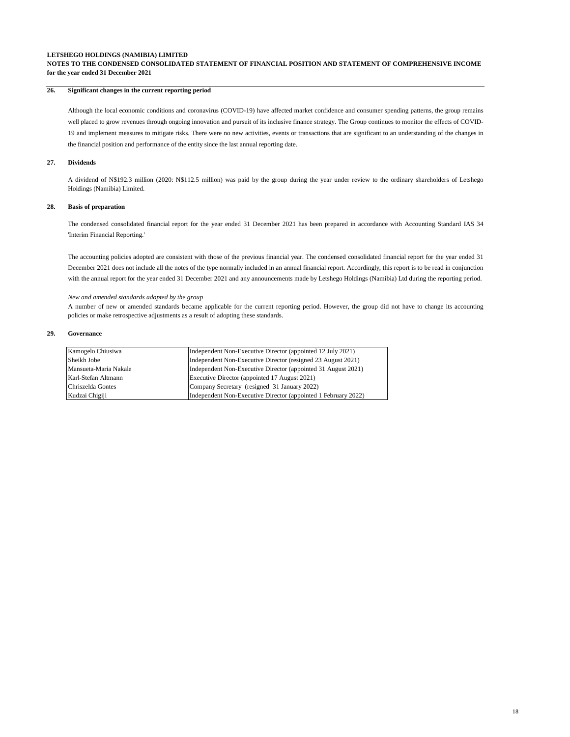**LETSHEGO HOLDINGS (NAMIBIA) LIMITED**
**NOTES TO THE CONDENSED CONSOLIDATED STATEMENT OF FINANCIAL POSITION AND STATEMENT OF COMPREHENSIVE INCOME**
**for the year ended 31 December 2021**

## 26. Significant changes in the current reporting period

Although the local economic conditions and coronavirus (COVID-19) have affected market confidence and consumer spending patterns, the group remains well placed to grow revenues through ongoing innovation and pursuit of its inclusive finance strategy. The Group continues to monitor the effects of COVID-19 and implement measures to mitigate risks. There were no new activities, events or transactions that are significant to an understanding of the changes in the financial position and performance of the entity since the last annual reporting date.

## 27. Dividends

A dividend of N$192.3 million (2020: N$112.5 million) was paid by the group during the year under review to the ordinary shareholders of Letshego Holdings (Namibia) Limited.

## 28. Basis of preparation

The condensed consolidated financial report for the year ended 31 December 2021 has been prepared in accordance with Accounting Standard IAS 34 'Interim Financial Reporting.'

The accounting policies adopted are consistent with those of the previous financial year. The condensed consolidated financial report for the year ended 31 December 2021 does not include all the notes of the type normally included in an annual financial report. Accordingly, this report is to be read in conjunction with the annual report for the year ended 31 December 2021 and any announcements made by Letshego Holdings (Namibia) Ltd during the reporting period.

*New and amended standards adopted by the group*

A number of new or amended standards became applicable for the current reporting period. However, the group did not have to change its accounting policies or make retrospective adjustments as a result of adopting these standards.

## 29. Governance

| | |
|---|---|
| Kamogelo Chiusiwa | Independent Non-Executive Director (appointed 12 July 2021) |
| Sheikh Jobe | Independent Non-Executive Director (resigned 23 August 2021) |
| Mansueta-Maria Nakale | Independent Non-Executive Director (appointed 31 August 2021) |
| Karl-Stefan Altmann | Executive Director (appointed 17 August 2021) |
| Chriszelda Gontes | Company Secretary (resigned 31 January 2022) |
| Kudzai Chigiji | Independent Non-Executive Director (appointed 1 February 2022) |